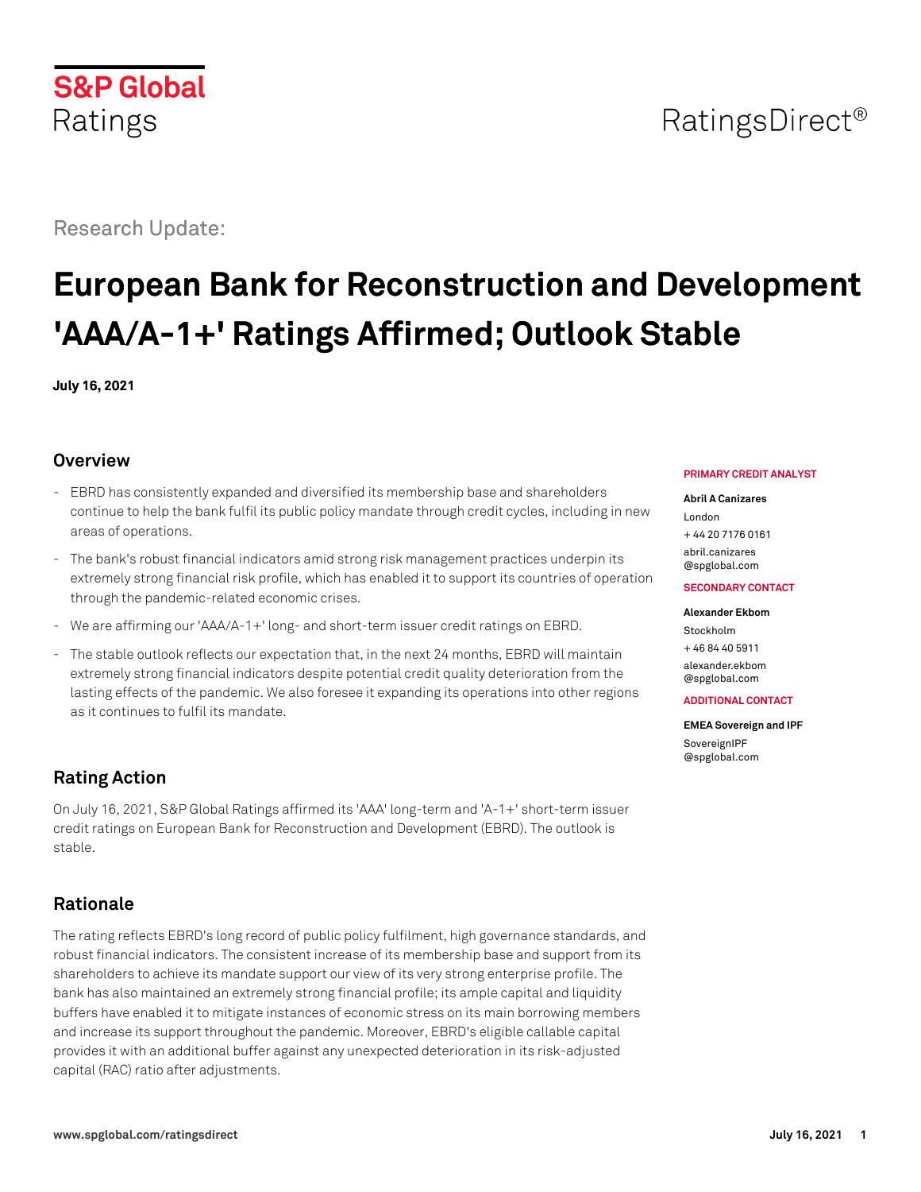S&P Global Ratings

RatingsDirect®

Research Update:

# European Bank for Reconstruction and Development 'AAA/A-1+' Ratings Affirmed; Outlook Stable

**July 16, 2021**

## Overview

- EBRD has consistently expanded and diversified its membership base and shareholders continue to help the bank fulfil its public policy mandate through credit cycles, including in new areas of operations.
- The bank's robust financial indicators amid strong risk management practices underpin its extremely strong financial risk profile, which has enabled it to support its countries of operation through the pandemic-related economic crises.
- We are affirming our 'AAA/A-1+' long- and short-term issuer credit ratings on EBRD.
- The stable outlook reflects our expectation that, in the next 24 months, EBRD will maintain extremely strong financial indicators despite potential credit quality deterioration from the lasting effects of the pandemic. We also foresee it expanding its operations into other regions as it continues to fulfil its mandate.

**PRIMARY CREDIT ANALYST**

**Abril A Canizares**
London
+ 44 20 7176 0161
abril.canizares
@spglobal.com

**SECONDARY CONTACT**

**Alexander Ekbom**
Stockholm
+ 46 84 40 5911
alexander.ekbom
@spglobal.com

**ADDITIONAL CONTACT**

**EMEA Sovereign and IPF**
SovereignIPF
@spglobal.com

## Rating Action

On July 16, 2021, S&P Global Ratings affirmed its 'AAA' long-term and 'A-1+' short-term issuer credit ratings on European Bank for Reconstruction and Development (EBRD). The outlook is stable.

## Rationale

The rating reflects EBRD's long record of public policy fulfilment, high governance standards, and robust financial indicators. The consistent increase of its membership base and support from its shareholders to achieve its mandate support our view of its very strong enterprise profile. The bank has also maintained an extremely strong financial profile; its ample capital and liquidity buffers have enabled it to mitigate instances of economic stress on its main borrowing members and increase its support throughout the pandemic. Moreover, EBRD's eligible callable capital provides it with an additional buffer against any unexpected deterioration in its risk-adjusted capital (RAC) ratio after adjustments.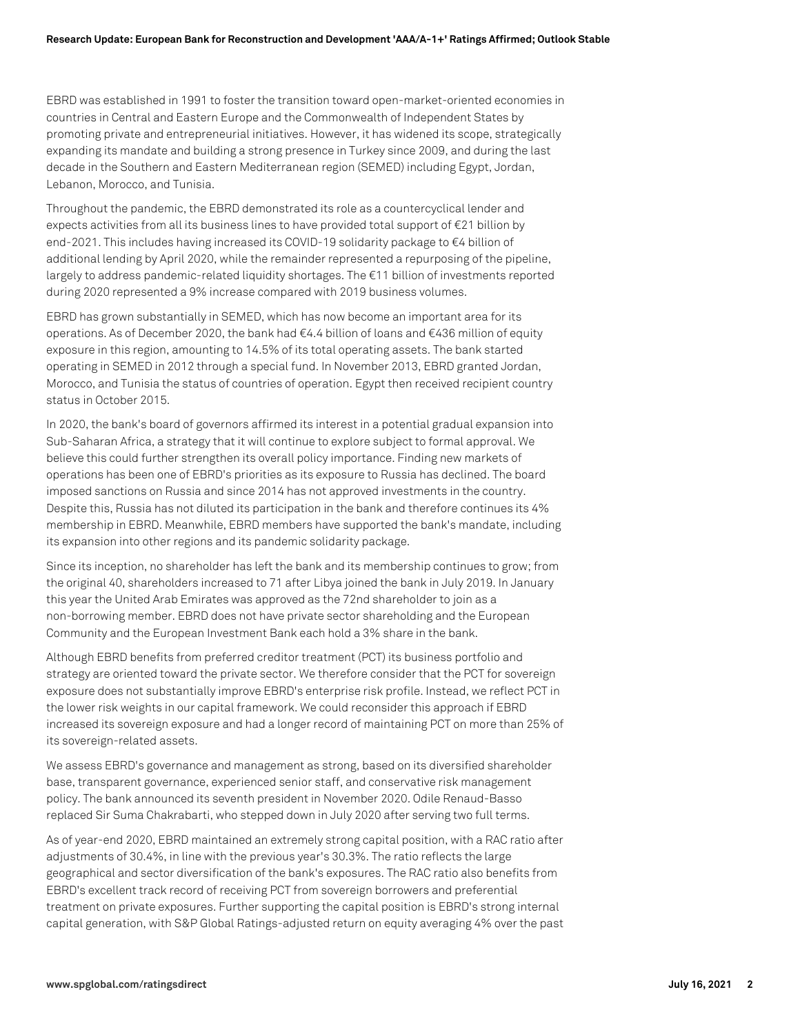EBRD was established in 1991 to foster the transition toward open-market-oriented economies in countries in Central and Eastern Europe and the Commonwealth of Independent States by promoting private and entrepreneurial initiatives. However, it has widened its scope, strategically expanding its mandate and building a strong presence in Turkey since 2009, and during the last decade in the Southern and Eastern Mediterranean region (SEMED) including Egypt, Jordan, Lebanon, Morocco, and Tunisia.

Throughout the pandemic, the EBRD demonstrated its role as a countercyclical lender and expects activities from all its business lines to have provided total support of €21 billion by end-2021. This includes having increased its COVID-19 solidarity package to €4 billion of additional lending by April 2020, while the remainder represented a repurposing of the pipeline, largely to address pandemic-related liquidity shortages. The €11 billion of investments reported during 2020 represented a 9% increase compared with 2019 business volumes.

EBRD has grown substantially in SEMED, which has now become an important area for its operations. As of December 2020, the bank had €4.4 billion of loans and €436 million of equity exposure in this region, amounting to 14.5% of its total operating assets. The bank started operating in SEMED in 2012 through a special fund. In November 2013, EBRD granted Jordan, Morocco, and Tunisia the status of countries of operation. Egypt then received recipient country status in October 2015.

In 2020, the bank's board of governors affirmed its interest in a potential gradual expansion into Sub-Saharan Africa, a strategy that it will continue to explore subject to formal approval. We believe this could further strengthen its overall policy importance. Finding new markets of operations has been one of EBRD's priorities as its exposure to Russia has declined. The board imposed sanctions on Russia and since 2014 has not approved investments in the country. Despite this, Russia has not diluted its participation in the bank and therefore continues its 4% membership in EBRD. Meanwhile, EBRD members have supported the bank's mandate, including its expansion into other regions and its pandemic solidarity package.

Since its inception, no shareholder has left the bank and its membership continues to grow; from the original 40, shareholders increased to 71 after Libya joined the bank in July 2019. In January this year the United Arab Emirates was approved as the 72nd shareholder to join as a non-borrowing member. EBRD does not have private sector shareholding and the European Community and the European Investment Bank each hold a 3% share in the bank.

Although EBRD benefits from preferred creditor treatment (PCT) its business portfolio and strategy are oriented toward the private sector. We therefore consider that the PCT for sovereign exposure does not substantially improve EBRD's enterprise risk profile. Instead, we reflect PCT in the lower risk weights in our capital framework. We could reconsider this approach if EBRD increased its sovereign exposure and had a longer record of maintaining PCT on more than 25% of its sovereign-related assets.

We assess EBRD's governance and management as strong, based on its diversified shareholder base, transparent governance, experienced senior staff, and conservative risk management policy. The bank announced its seventh president in November 2020. Odile Renaud-Basso replaced Sir Suma Chakrabarti, who stepped down in July 2020 after serving two full terms.

As of year-end 2020, EBRD maintained an extremely strong capital position, with a RAC ratio after adjustments of 30.4%, in line with the previous year's 30.3%. The ratio reflects the large geographical and sector diversification of the bank's exposures. The RAC ratio also benefits from EBRD's excellent track record of receiving PCT from sovereign borrowers and preferential treatment on private exposures. Further supporting the capital position is EBRD's strong internal capital generation, with S&P Global Ratings-adjusted return on equity averaging 4% over the past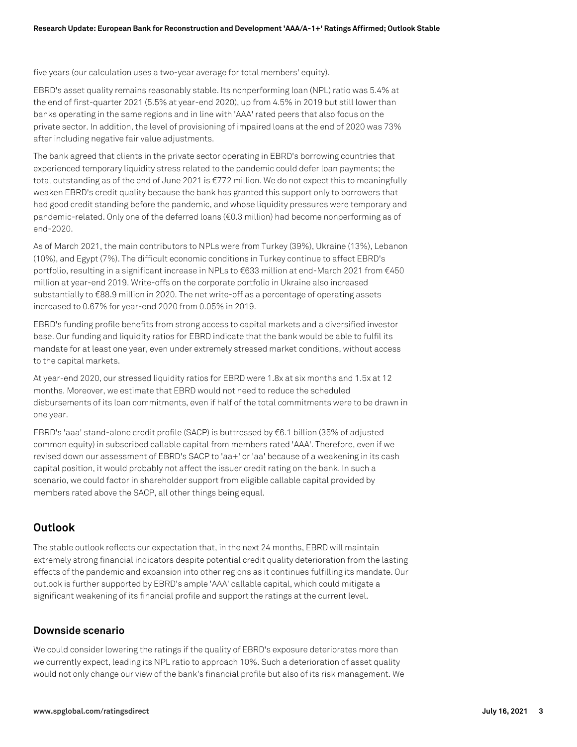five years (our calculation uses a two-year average for total members' equity).

EBRD's asset quality remains reasonably stable. Its nonperforming loan (NPL) ratio was 5.4% at the end of first-quarter 2021 (5.5% at year-end 2020), up from 4.5% in 2019 but still lower than banks operating in the same regions and in line with 'AAA' rated peers that also focus on the private sector. In addition, the level of provisioning of impaired loans at the end of 2020 was 73% after including negative fair value adjustments.

The bank agreed that clients in the private sector operating in EBRD's borrowing countries that experienced temporary liquidity stress related to the pandemic could defer loan payments; the total outstanding as of the end of June 2021 is €772 million. We do not expect this to meaningfully weaken EBRD's credit quality because the bank has granted this support only to borrowers that had good credit standing before the pandemic, and whose liquidity pressures were temporary and pandemic-related. Only one of the deferred loans (€0.3 million) had become nonperforming as of end-2020.

As of March 2021, the main contributors to NPLs were from Turkey (39%), Ukraine (13%), Lebanon (10%), and Egypt (7%). The difficult economic conditions in Turkey continue to affect EBRD's portfolio, resulting in a significant increase in NPLs to €633 million at end-March 2021 from €450 million at year-end 2019. Write-offs on the corporate portfolio in Ukraine also increased substantially to €88.9 million in 2020. The net write-off as a percentage of operating assets increased to 0.67% for year-end 2020 from 0.05% in 2019.

EBRD's funding profile benefits from strong access to capital markets and a diversified investor base. Our funding and liquidity ratios for EBRD indicate that the bank would be able to fulfil its mandate for at least one year, even under extremely stressed market conditions, without access to the capital markets.

At year-end 2020, our stressed liquidity ratios for EBRD were 1.8x at six months and 1.5x at 12 months. Moreover, we estimate that EBRD would not need to reduce the scheduled disbursements of its loan commitments, even if half of the total commitments were to be drawn in one year.

EBRD's 'aaa' stand-alone credit profile (SACP) is buttressed by €6.1 billion (35% of adjusted common equity) in subscribed callable capital from members rated 'AAA'. Therefore, even if we revised down our assessment of EBRD's SACP to 'aa+' or 'aa' because of a weakening in its cash capital position, it would probably not affect the issuer credit rating on the bank. In such a scenario, we could factor in shareholder support from eligible callable capital provided by members rated above the SACP, all other things being equal.

## Outlook

The stable outlook reflects our expectation that, in the next 24 months, EBRD will maintain extremely strong financial indicators despite potential credit quality deterioration from the lasting effects of the pandemic and expansion into other regions as it continues fulfilling its mandate. Our outlook is further supported by EBRD's ample 'AAA' callable capital, which could mitigate a significant weakening of its financial profile and support the ratings at the current level.

### Downside scenario

We could consider lowering the ratings if the quality of EBRD's exposure deteriorates more than we currently expect, leading its NPL ratio to approach 10%. Such a deterioration of asset quality would not only change our view of the bank's financial profile but also of its risk management. We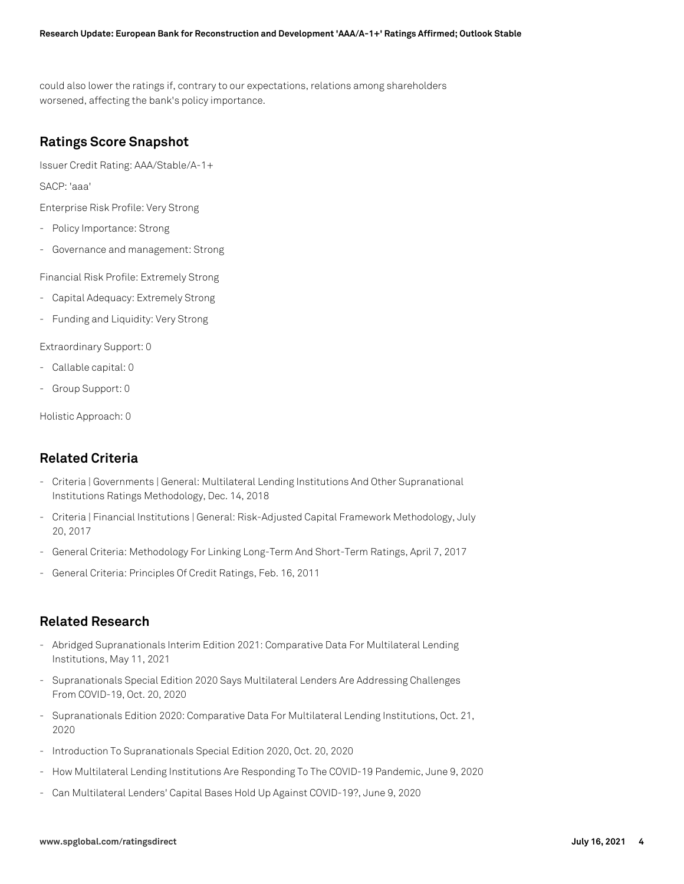could also lower the ratings if, contrary to our expectations, relations among shareholders worsened, affecting the bank's policy importance.

## Ratings Score Snapshot

Issuer Credit Rating: AAA/Stable/A-1+

SACP: 'aaa'

Enterprise Risk Profile: Very Strong

- Policy Importance: Strong
- Governance and management: Strong

Financial Risk Profile: Extremely Strong

- Capital Adequacy: Extremely Strong
- Funding and Liquidity: Very Strong

Extraordinary Support: 0

- Callable capital: 0
- Group Support: 0

Holistic Approach: 0

## Related Criteria

- Criteria | Governments | General: Multilateral Lending Institutions And Other Supranational Institutions Ratings Methodology, Dec. 14, 2018
- Criteria | Financial Institutions | General: Risk-Adjusted Capital Framework Methodology, July 20, 2017
- General Criteria: Methodology For Linking Long-Term And Short-Term Ratings, April 7, 2017
- General Criteria: Principles Of Credit Ratings, Feb. 16, 2011

## Related Research

- Abridged Supranationals Interim Edition 2021: Comparative Data For Multilateral Lending Institutions, May 11, 2021
- Supranationals Special Edition 2020 Says Multilateral Lenders Are Addressing Challenges From COVID-19, Oct. 20, 2020
- Supranationals Edition 2020: Comparative Data For Multilateral Lending Institutions, Oct. 21, 2020
- Introduction To Supranationals Special Edition 2020, Oct. 20, 2020
- How Multilateral Lending Institutions Are Responding To The COVID-19 Pandemic, June 9, 2020
- Can Multilateral Lenders' Capital Bases Hold Up Against COVID-19?, June 9, 2020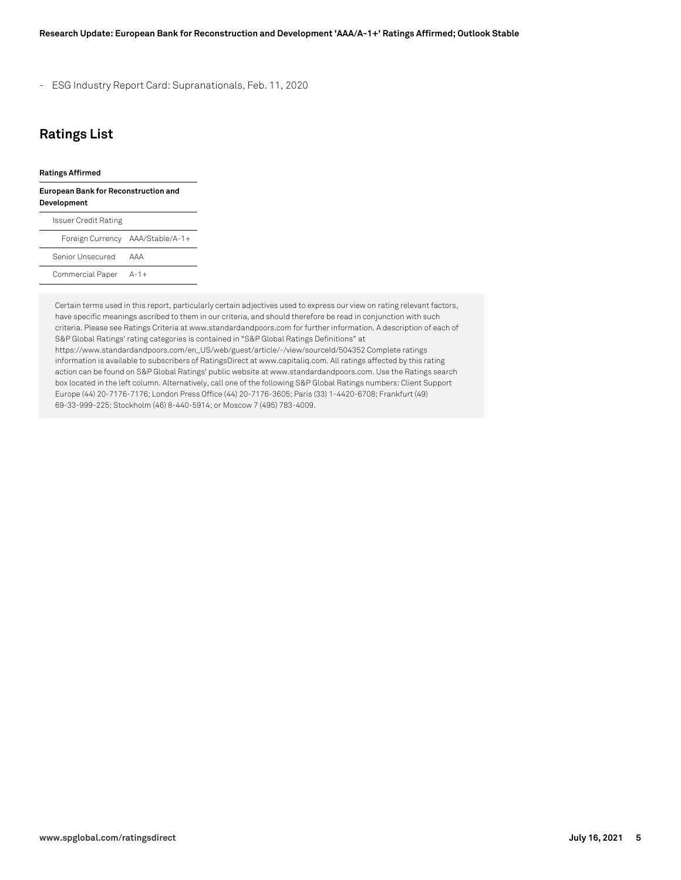- ESG Industry Report Card: Supranationals, Feb. 11, 2020

## Ratings List

| | |
|---|---|
| **Ratings Affirmed** | |
| **European Bank for Reconstruction and Development** | |
| Issuer Credit Rating | |
| Foreign Currency | AAA/Stable/A-1+ |
| Senior Unsecured | AAA |
| Commercial Paper | A-1+ |

Certain terms used in this report, particularly certain adjectives used to express our view on rating relevant factors, have specific meanings ascribed to them in our criteria, and should therefore be read in conjunction with such criteria. Please see Ratings Criteria at www.standardandpoors.com for further information. A description of each of S&P Global Ratings' rating categories is contained in "S&P Global Ratings Definitions" at https://www.standardandpoors.com/en_US/web/guest/article/-/view/sourceId/504352 Complete ratings information is available to subscribers of RatingsDirect at www.capitaliq.com. All ratings affected by this rating action can be found on S&P Global Ratings' public website at www.standardandpoors.com. Use the Ratings search box located in the left column. Alternatively, call one of the following S&P Global Ratings numbers: Client Support Europe (44) 20-7176-7176; London Press Office (44) 20-7176-3605; Paris (33) 1-4420-6708; Frankfurt (49) 69-33-999-225; Stockholm (46) 8-440-5914; or Moscow 7 (495) 783-4009.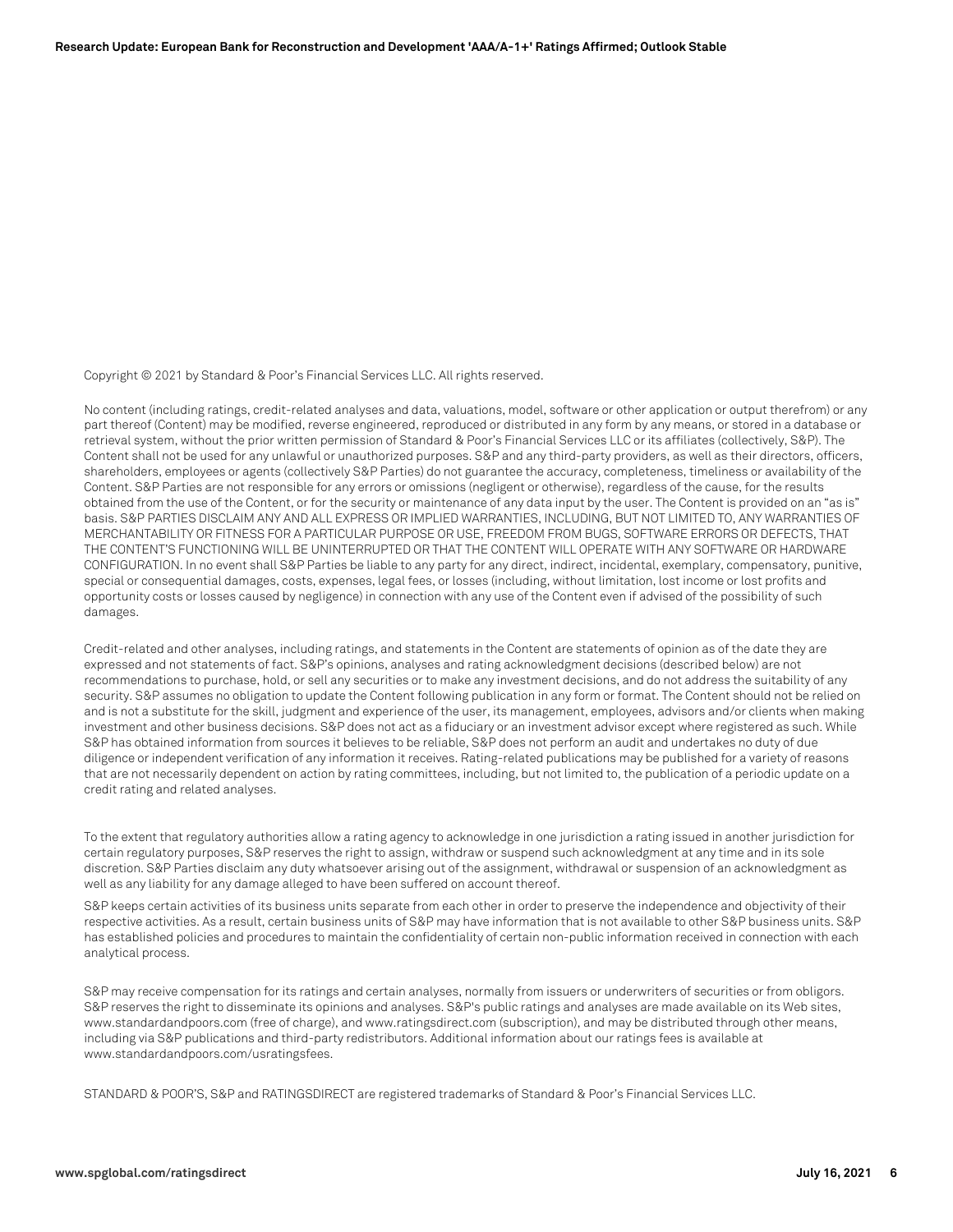Copyright © 2021 by Standard & Poor's Financial Services LLC. All rights reserved.

No content (including ratings, credit-related analyses and data, valuations, model, software or other application or output therefrom) or any part thereof (Content) may be modified, reverse engineered, reproduced or distributed in any form by any means, or stored in a database or retrieval system, without the prior written permission of Standard & Poor's Financial Services LLC or its affiliates (collectively, S&P). The Content shall not be used for any unlawful or unauthorized purposes. S&P and any third-party providers, as well as their directors, officers, shareholders, employees or agents (collectively S&P Parties) do not guarantee the accuracy, completeness, timeliness or availability of the Content. S&P Parties are not responsible for any errors or omissions (negligent or otherwise), regardless of the cause, for the results obtained from the use of the Content, or for the security or maintenance of any data input by the user. The Content is provided on an "as is" basis. S&P PARTIES DISCLAIM ANY AND ALL EXPRESS OR IMPLIED WARRANTIES, INCLUDING, BUT NOT LIMITED TO, ANY WARRANTIES OF MERCHANTABILITY OR FITNESS FOR A PARTICULAR PURPOSE OR USE, FREEDOM FROM BUGS, SOFTWARE ERRORS OR DEFECTS, THAT THE CONTENT'S FUNCTIONING WILL BE UNINTERRUPTED OR THAT THE CONTENT WILL OPERATE WITH ANY SOFTWARE OR HARDWARE CONFIGURATION. In no event shall S&P Parties be liable to any party for any direct, indirect, incidental, exemplary, compensatory, punitive, special or consequential damages, costs, expenses, legal fees, or losses (including, without limitation, lost income or lost profits and opportunity costs or losses caused by negligence) in connection with any use of the Content even if advised of the possibility of such damages.

Credit-related and other analyses, including ratings, and statements in the Content are statements of opinion as of the date they are expressed and not statements of fact. S&P's opinions, analyses and rating acknowledgment decisions (described below) are not recommendations to purchase, hold, or sell any securities or to make any investment decisions, and do not address the suitability of any security. S&P assumes no obligation to update the Content following publication in any form or format. The Content should not be relied on and is not a substitute for the skill, judgment and experience of the user, its management, employees, advisors and/or clients when making investment and other business decisions. S&P does not act as a fiduciary or an investment advisor except where registered as such. While S&P has obtained information from sources it believes to be reliable, S&P does not perform an audit and undertakes no duty of due diligence or independent verification of any information it receives. Rating-related publications may be published for a variety of reasons that are not necessarily dependent on action by rating committees, including, but not limited to, the publication of a periodic update on a credit rating and related analyses.

To the extent that regulatory authorities allow a rating agency to acknowledge in one jurisdiction a rating issued in another jurisdiction for certain regulatory purposes, S&P reserves the right to assign, withdraw or suspend such acknowledgment at any time and in its sole discretion. S&P Parties disclaim any duty whatsoever arising out of the assignment, withdrawal or suspension of an acknowledgment as well as any liability for any damage alleged to have been suffered on account thereof.

S&P keeps certain activities of its business units separate from each other in order to preserve the independence and objectivity of their respective activities. As a result, certain business units of S&P may have information that is not available to other S&P business units. S&P has established policies and procedures to maintain the confidentiality of certain non-public information received in connection with each analytical process.

S&P may receive compensation for its ratings and certain analyses, normally from issuers or underwriters of securities or from obligors. S&P reserves the right to disseminate its opinions and analyses. S&P's public ratings and analyses are made available on its Web sites, www.standardandpoors.com (free of charge), and www.ratingsdirect.com (subscription), and may be distributed through other means, including via S&P publications and third-party redistributors. Additional information about our ratings fees is available at www.standardandpoors.com/usratingsfees.

STANDARD & POOR'S, S&P and RATINGSDIRECT are registered trademarks of Standard & Poor's Financial Services LLC.